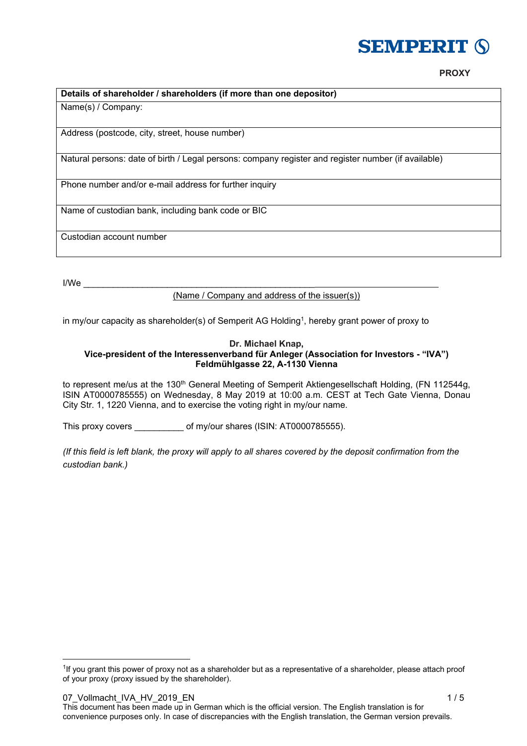SEMPERIT

**PROXY**

| **Details of shareholder / shareholders (if more than one depositor)** |
|---|
| Name(s) / Company: |
| Address (postcode, city, street, house number) |
| Natural persons: date of birth / Legal persons: company register and register number (if available) |
| Phone number and/or e-mail address for further inquiry |
| Name of custodian bank, including bank code or BIC |
| Custodian account number |

I/We ______________________________________________________________________

(Name / Company and address of the issuer(s))

in my/our capacity as shareholder(s) of Semperit AG Holding[1], hereby grant power of proxy to

**Dr. Michael Knap,**
**Vice-president of the Interessenverband für Anleger (Association for Investors - "IVA")**
**Feldmühlgasse 22, A-1130 Vienna**

to represent me/us at the 130th General Meeting of Semperit Aktiengesellschaft Holding, (FN 112544g, ISIN AT0000785555) on Wednesday, 8 May 2019 at 10:00 a.m. CEST at Tech Gate Vienna, Donau City Str. 1, 1220 Vienna, and to exercise the voting right in my/our name.

This proxy covers __________ of my/our shares (ISIN: AT0000785555).

*(If this field is left blank, the proxy will apply to all shares covered by the deposit confirmation from the custodian bank.)*

[1] If you grant this power of proxy not as a shareholder but as a representative of a shareholder, please attach proof of your proxy (proxy issued by the shareholder).

07_Vollmacht_IVA_HV_2019_EN

This document has been made up in German which is the official version. The English translation is for convenience purposes only. In case of discrepancies with the English translation, the German version prevails.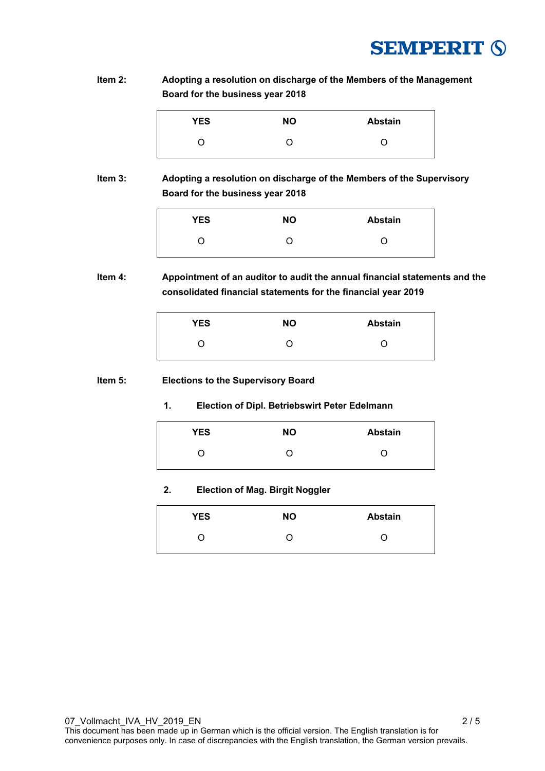**Item 2:** **Adopting a resolution on discharge of the Members of the Management Board for the business year 2018**

| YES | NO | Abstain |
| --- | --- | --- |
| O | O | O |

**Item 3:** **Adopting a resolution on discharge of the Members of the Supervisory Board for the business year 2018**

| YES | NO | Abstain |
| --- | --- | --- |
| O | O | O |

**Item 4:** **Appointment of an auditor to audit the annual financial statements and the consolidated financial statements for the financial year 2019**

| YES | NO | Abstain |
| --- | --- | --- |
| O | O | O |

**Item 5:** **Elections to the Supervisory Board**

**1. Election of Dipl. Betriebswirt Peter Edelmann**

| YES | NO | Abstain |
| --- | --- | --- |
| O | O | O |

**2. Election of Mag. Birgit Noggler**

| YES | NO | Abstain |
| --- | --- | --- |
| O | O | O |

07_Vollmacht_IVA_HV_2019_EN

This document has been made up in German which is the official version. The English translation is for convenience purposes only. In case of discrepancies with the English translation, the German version prevails.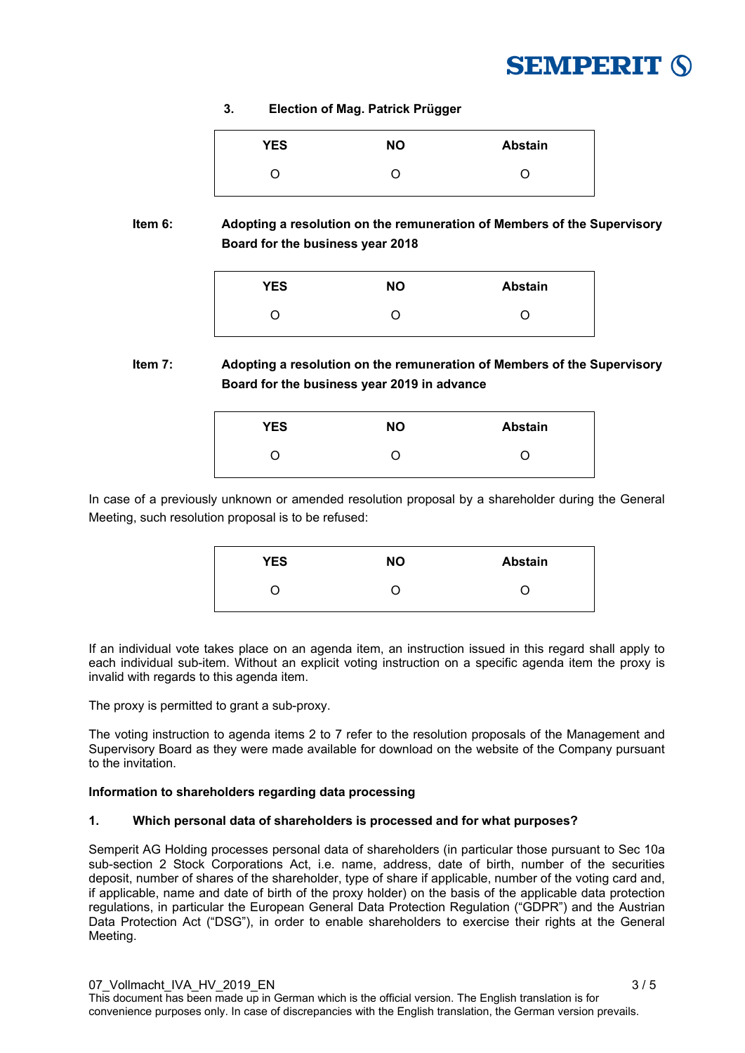**3. Election of Mag. Patrick Prügger**

| YES | NO | Abstain |
|---|---|---|
| O | O | O |

**Item 6: Adopting a resolution on the remuneration of Members of the Supervisory Board for the business year 2018**

| YES | NO | Abstain |
|---|---|---|
| O | O | O |

**Item 7: Adopting a resolution on the remuneration of Members of the Supervisory Board for the business year 2019 in advance**

| YES | NO | Abstain |
|---|---|---|
| O | O | O |

In case of a previously unknown or amended resolution proposal by a shareholder during the General Meeting, such resolution proposal is to be refused:

| YES | NO | Abstain |
|---|---|---|
| O | O | O |

If an individual vote takes place on an agenda item, an instruction issued in this regard shall apply to each individual sub-item. Without an explicit voting instruction on a specific agenda item the proxy is invalid with regards to this agenda item.

The proxy is permitted to grant a sub-proxy.

The voting instruction to agenda items 2 to 7 refer to the resolution proposals of the Management and Supervisory Board as they were made available for download on the website of the Company pursuant to the invitation.

**Information to shareholders regarding data processing**

**1. Which personal data of shareholders is processed and for what purposes?**

Semperit AG Holding processes personal data of shareholders (in particular those pursuant to Sec 10a sub-section 2 Stock Corporations Act, i.e. name, address, date of birth, number of the securities deposit, number of shares of the shareholder, type of share if applicable, number of the voting card and, if applicable, name and date of birth of the proxy holder) on the basis of the applicable data protection regulations, in particular the European General Data Protection Regulation ("GDPR") and the Austrian Data Protection Act ("DSG"), in order to enable shareholders to exercise their rights at the General Meeting.

07_Vollmacht_IVA_HV_2019_EN

This document has been made up in German which is the official version. The English translation is for convenience purposes only. In case of discrepancies with the English translation, the German version prevails.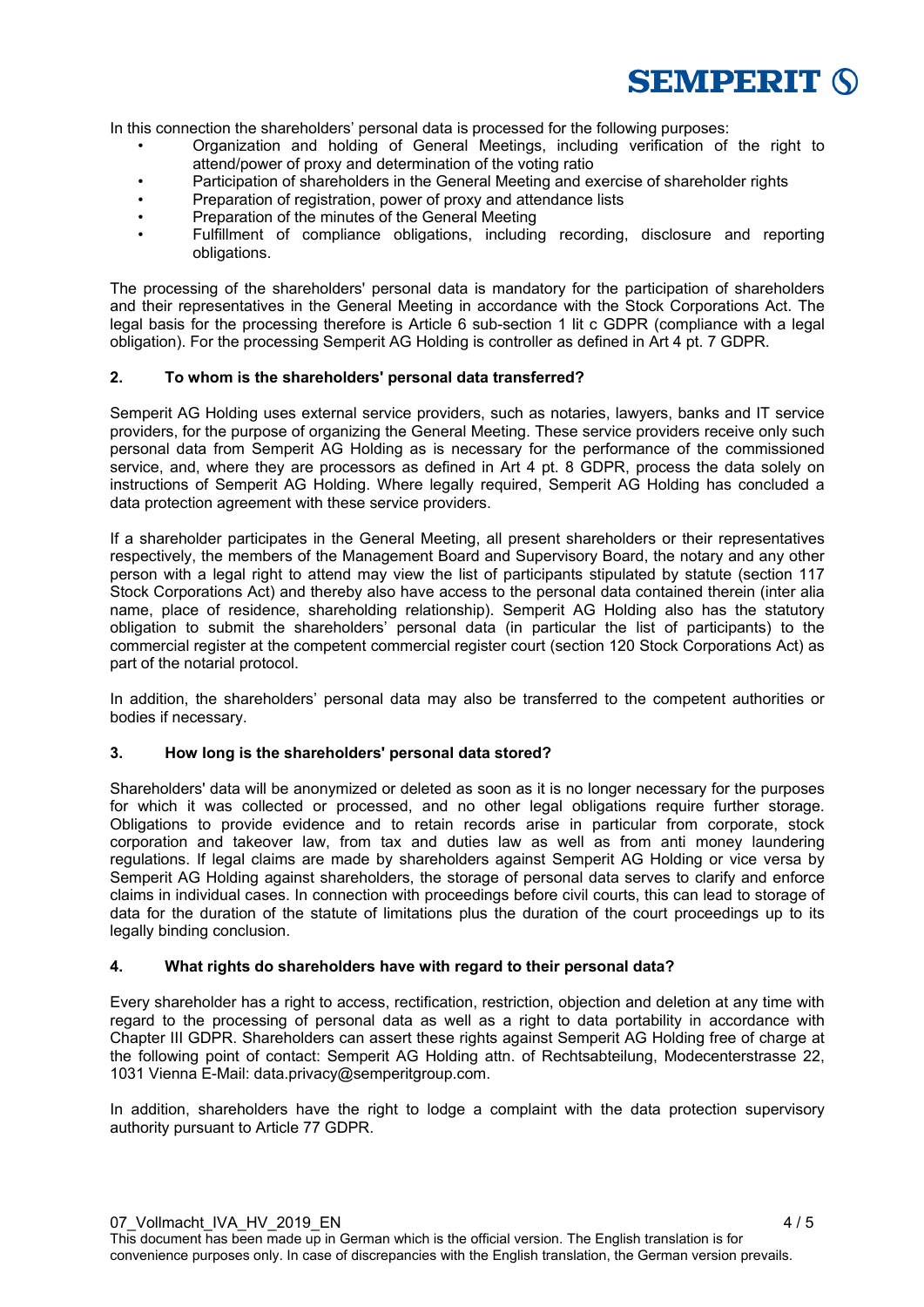In this connection the shareholders' personal data is processed for the following purposes:

- Organization and holding of General Meetings, including verification of the right to attend/power of proxy and determination of the voting ratio
- Participation of shareholders in the General Meeting and exercise of shareholder rights
- Preparation of registration, power of proxy and attendance lists
- Preparation of the minutes of the General Meeting
- Fulfillment of compliance obligations, including recording, disclosure and reporting obligations.

The processing of the shareholders' personal data is mandatory for the participation of shareholders and their representatives in the General Meeting in accordance with the Stock Corporations Act. The legal basis for the processing therefore is Article 6 sub-section 1 lit c GDPR (compliance with a legal obligation). For the processing Semperit AG Holding is controller as defined in Art 4 pt. 7 GDPR.

**2. To whom is the shareholders' personal data transferred?**

Semperit AG Holding uses external service providers, such as notaries, lawyers, banks and IT service providers, for the purpose of organizing the General Meeting. These service providers receive only such personal data from Semperit AG Holding as is necessary for the performance of the commissioned service, and, where they are processors as defined in Art 4 pt. 8 GDPR, process the data solely on instructions of Semperit AG Holding. Where legally required, Semperit AG Holding has concluded a data protection agreement with these service providers.

If a shareholder participates in the General Meeting, all present shareholders or their representatives respectively, the members of the Management Board and Supervisory Board, the notary and any other person with a legal right to attend may view the list of participants stipulated by statute (section 117 Stock Corporations Act) and thereby also have access to the personal data contained therein (inter alia name, place of residence, shareholding relationship). Semperit AG Holding also has the statutory obligation to submit the shareholders' personal data (in particular the list of participants) to the commercial register at the competent commercial register court (section 120 Stock Corporations Act) as part of the notarial protocol.

In addition, the shareholders' personal data may also be transferred to the competent authorities or bodies if necessary.

**3. How long is the shareholders' personal data stored?**

Shareholders' data will be anonymized or deleted as soon as it is no longer necessary for the purposes for which it was collected or processed, and no other legal obligations require further storage. Obligations to provide evidence and to retain records arise in particular from corporate, stock corporation and takeover law, from tax and duties law as well as from anti money laundering regulations. If legal claims are made by shareholders against Semperit AG Holding or vice versa by Semperit AG Holding against shareholders, the storage of personal data serves to clarify and enforce claims in individual cases. In connection with proceedings before civil courts, this can lead to storage of data for the duration of the statute of limitations plus the duration of the court proceedings up to its legally binding conclusion.

**4. What rights do shareholders have with regard to their personal data?**

Every shareholder has a right to access, rectification, restriction, objection and deletion at any time with regard to the processing of personal data as well as a right to data portability in accordance with Chapter III GDPR. Shareholders can assert these rights against Semperit AG Holding free of charge at the following point of contact: Semperit AG Holding attn. of Rechtsabteilung, Modecenterstrasse 22, 1031 Vienna E-Mail: data.privacy@semperitgroup.com.

In addition, shareholders have the right to lodge a complaint with the data protection supervisory authority pursuant to Article 77 GDPR.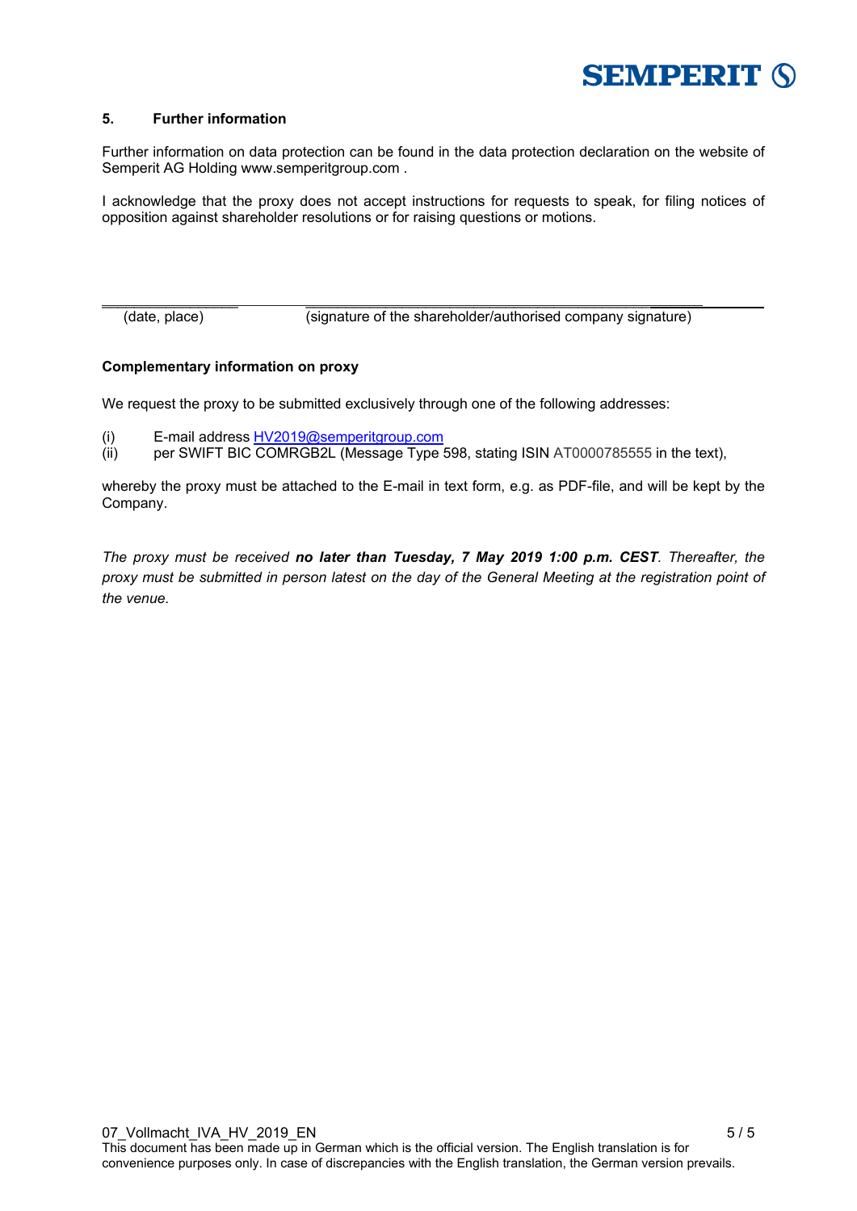## 5. Further information

Further information on data protection can be found in the data protection declaration on the website of Semperit AG Holding www.semperitgroup.com .

I acknowledge that the proxy does not accept instructions for requests to speak, for filing notices of opposition against shareholder resolutions or for raising questions or motions.

______________ ________________________________________

(date, place) (signature of the shareholder/authorised company signature)

**Complementary information on proxy**

We request the proxy to be submitted exclusively through one of the following addresses:

(i) E-mail address HV2019@semperitgroup.com
(ii) per SWIFT BIC COMRGB2L (Message Type 598, stating ISIN AT0000785555 in the text),

whereby the proxy must be attached to the E-mail in text form, e.g. as PDF-file, and will be kept by the Company.

*The proxy must be received* ***no later than Tuesday, 7 May 2019 1:00 p.m. CEST****. Thereafter, the proxy must be submitted in person latest on the day of the General Meeting at the registration point of the venue.*

07_Vollmacht_IVA_HV_2019_EN

This document has been made up in German which is the official version. The English translation is for convenience purposes only. In case of discrepancies with the English translation, the German version prevails.